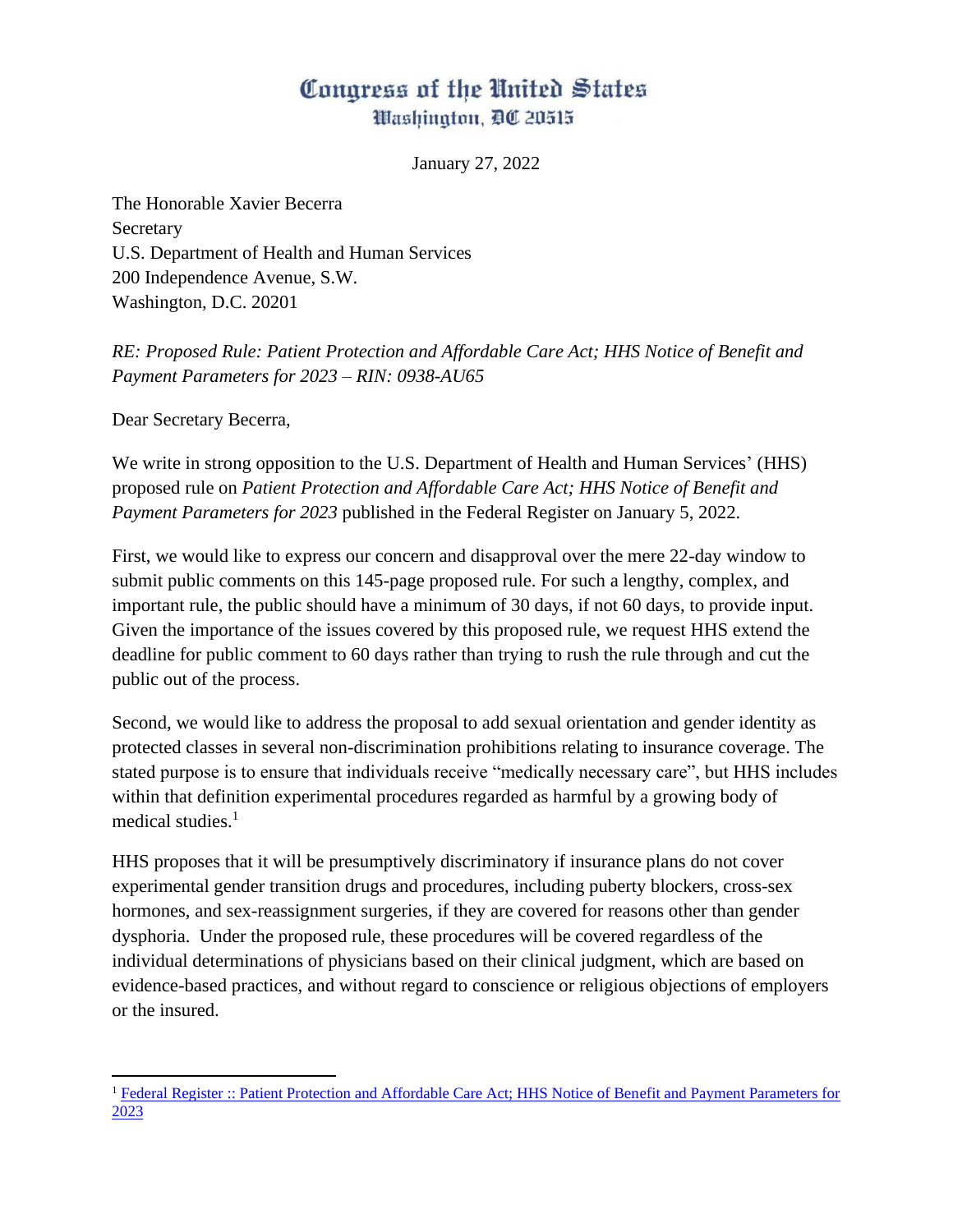# Congress of the United States
## Washington, DC 20515

January 27, 2022

The Honorable Xavier Becerra
Secretary
U.S. Department of Health and Human Services
200 Independence Avenue, S.W.
Washington, D.C. 20201

*RE: Proposed Rule: Patient Protection and Affordable Care Act; HHS Notice of Benefit and Payment Parameters for 2023 – RIN: 0938-AU65*

Dear Secretary Becerra,

We write in strong opposition to the U.S. Department of Health and Human Services' (HHS) proposed rule on *Patient Protection and Affordable Care Act; HHS Notice of Benefit and Payment Parameters for 2023* published in the Federal Register on January 5, 2022.

First, we would like to express our concern and disapproval over the mere 22-day window to submit public comments on this 145-page proposed rule. For such a lengthy, complex, and important rule, the public should have a minimum of 30 days, if not 60 days, to provide input. Given the importance of the issues covered by this proposed rule, we request HHS extend the deadline for public comment to 60 days rather than trying to rush the rule through and cut the public out of the process.

Second, we would like to address the proposal to add sexual orientation and gender identity as protected classes in several non-discrimination prohibitions relating to insurance coverage. The stated purpose is to ensure that individuals receive "medically necessary care", but HHS includes within that definition experimental procedures regarded as harmful by a growing body of medical studies.[1]

HHS proposes that it will be presumptively discriminatory if insurance plans do not cover experimental gender transition drugs and procedures, including puberty blockers, cross-sex hormones, and sex-reassignment surgeries, if they are covered for reasons other than gender dysphoria. Under the proposed rule, these procedures will be covered regardless of the individual determinations of physicians based on their clinical judgment, which are based on evidence-based practices, and without regard to conscience or religious objections of employers or the insured.

---

[1] [Federal Register :: Patient Protection and Affordable Care Act; HHS Notice of Benefit and Payment Parameters for 2023]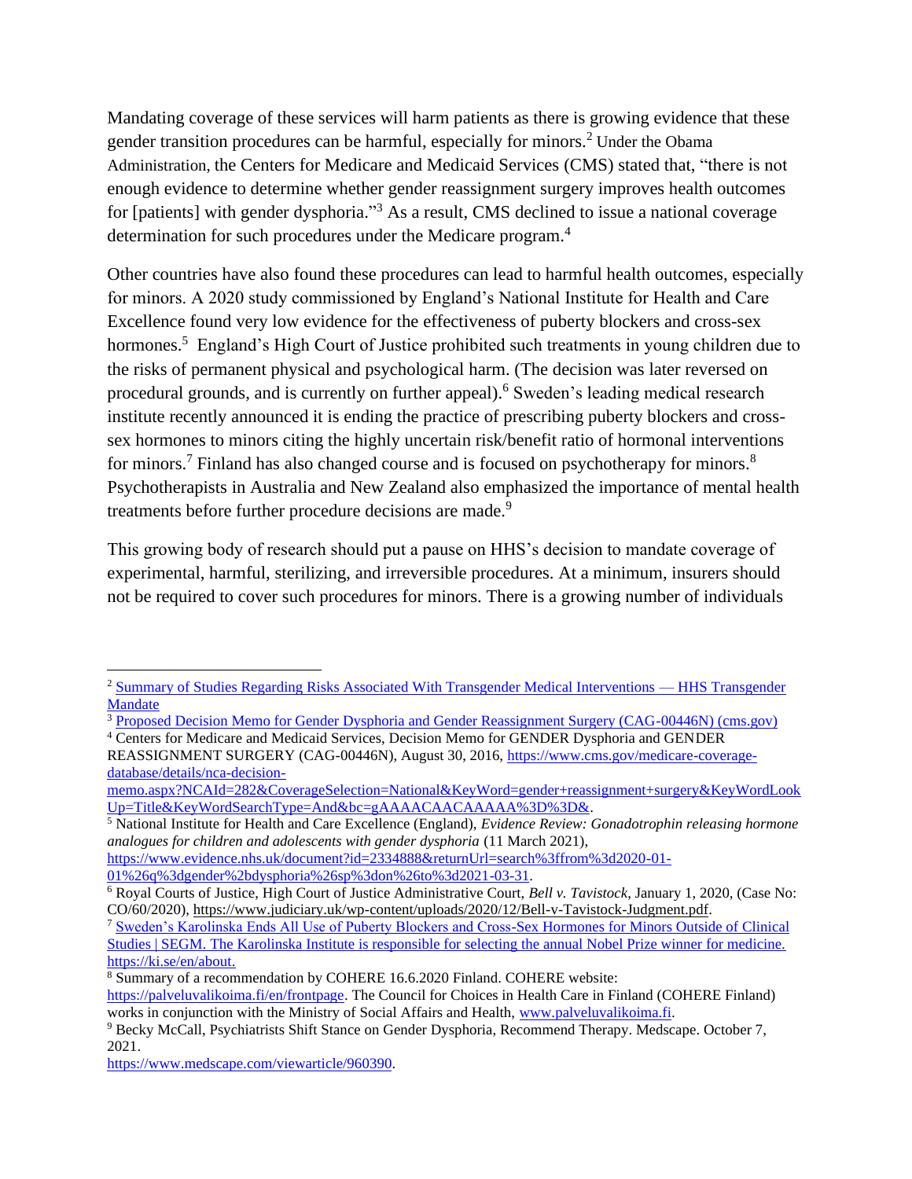Mandating coverage of these services will harm patients as there is growing evidence that these gender transition procedures can be harmful, especially for minors.[2] Under the Obama Administration, the Centers for Medicare and Medicaid Services (CMS) stated that, "there is not enough evidence to determine whether gender reassignment surgery improves health outcomes for [patients] with gender dysphoria."[3] As a result, CMS declined to issue a national coverage determination for such procedures under the Medicare program.[4]

Other countries have also found these procedures can lead to harmful health outcomes, especially for minors. A 2020 study commissioned by England's National Institute for Health and Care Excellence found very low evidence for the effectiveness of puberty blockers and cross-sex hormones.[5] England's High Court of Justice prohibited such treatments in young children due to the risks of permanent physical and psychological harm. (The decision was later reversed on procedural grounds, and is currently on further appeal).[6] Sweden's leading medical research institute recently announced it is ending the practice of prescribing puberty blockers and cross-sex hormones to minors citing the highly uncertain risk/benefit ratio of hormonal interventions for minors.[7] Finland has also changed course and is focused on psychotherapy for minors.[8] Psychotherapists in Australia and New Zealand also emphasized the importance of mental health treatments before further procedure decisions are made.[9]

This growing body of research should put a pause on HHS's decision to mandate coverage of experimental, harmful, sterilizing, and irreversible procedures. At a minimum, insurers should not be required to cover such procedures for minors. There is a growing number of individuals

---

[2] Summary of Studies Regarding Risks Associated With Transgender Medical Interventions — HHS Transgender Mandate

[3] Proposed Decision Memo for Gender Dysphoria and Gender Reassignment Surgery (CAG-00446N) (cms.gov)

[4] Centers for Medicare and Medicaid Services, Decision Memo for GENDER Dysphoria and GENDER REASSIGNMENT SURGERY (CAG-00446N), August 30, 2016, https://www.cms.gov/medicare-coverage-database/details/nca-decision-memo.aspx?NCAId=282&CoverageSelection=National&KeyWord=gender+reassignment+surgery&KeyWordLookUp=Title&KeyWordSearchType=And&bc=gAAAACAACAAAAA%3D%3D&.

[5] National Institute for Health and Care Excellence (England), *Evidence Review: Gonadotrophin releasing hormone analogues for children and adolescents with gender dysphoria* (11 March 2021), https://www.evidence.nhs.uk/document?id=2334888&returnUrl=search%3ffrom%3d2020-01-01%26q%3dgender%2bdysphoria%26sp%3don%26to%3d2021-03-31.

[6] Royal Courts of Justice, High Court of Justice Administrative Court, *Bell v. Tavistock*, January 1, 2020, (Case No: CO/60/2020), https://www.judiciary.uk/wp-content/uploads/2020/12/Bell-v-Tavistock-Judgment.pdf.

[7] Sweden's Karolinska Ends All Use of Puberty Blockers and Cross-Sex Hormones for Minors Outside of Clinical Studies | SEGM. The Karolinska Institute is responsible for selecting the annual Nobel Prize winner for medicine. https://ki.se/en/about.

[8] Summary of a recommendation by COHERE 16.6.2020 Finland. COHERE website: https://palveluvalikoima.fi/en/frontpage. The Council for Choices in Health Care in Finland (COHERE Finland) works in conjunction with the Ministry of Social Affairs and Health, www.palveluvalikoima.fi.

[9] Becky McCall, Psychiatrists Shift Stance on Gender Dysphoria, Recommend Therapy. Medscape. October 7, 2021. https://www.medscape.com/viewarticle/960390.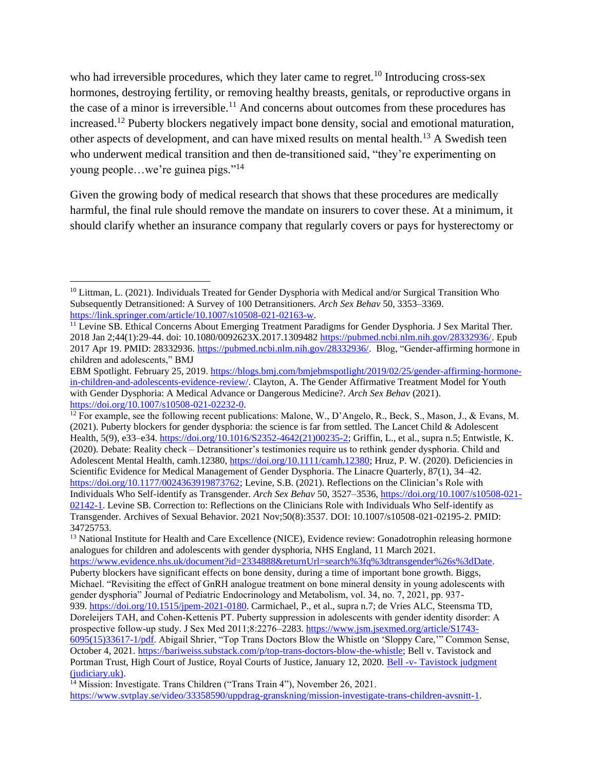who had irreversible procedures, which they later came to regret.[10] Introducing cross-sex hormones, destroying fertility, or removing healthy breasts, genitals, or reproductive organs in the case of a minor is irreversible.[11] And concerns about outcomes from these procedures has increased.[12] Puberty blockers negatively impact bone density, social and emotional maturation, other aspects of development, and can have mixed results on mental health.[13] A Swedish teen who underwent medical transition and then de-transitioned said, "they're experimenting on young people…we're guinea pigs."[14]

Given the growing body of medical research that shows that these procedures are medically harmful, the final rule should remove the mandate on insurers to cover these. At a minimum, it should clarify whether an insurance company that regularly covers or pays for hysterectomy or

---

[10] Littman, L. (2021). Individuals Treated for Gender Dysphoria with Medical and/or Surgical Transition Who Subsequently Detransitioned: A Survey of 100 Detransitioners. *Arch Sex Behav* 50, 3353–3369. https://link.springer.com/article/10.1007/s10508-021-02163-w.

[11] Levine SB. Ethical Concerns About Emerging Treatment Paradigms for Gender Dysphoria. J Sex Marital Ther. 2018 Jan 2;44(1):29-44. doi: 10.1080/0092623X.2017.1309482 https://pubmed.ncbi.nlm.nih.gov/28332936/. Epub 2017 Apr 19. PMID: 28332936. https://pubmed.ncbi.nlm.nih.gov/28332936/. Blog, "Gender-affirming hormone in children and adolescents," BMJ EBM Spotlight. February 25, 2019. https://blogs.bmj.com/bmjebmspotlight/2019/02/25/gender-affirming-hormone-in-children-and-adolescents-evidence-review/. Clayton, A. The Gender Affirmative Treatment Model for Youth with Gender Dysphoria: A Medical Advance or Dangerous Medicine?. *Arch Sex Behav* (2021). https://doi.org/10.1007/s10508-021-02232-0.

[12] For example, see the following recent publications: Malone, W., D'Angelo, R., Beck, S., Mason, J., & Evans, M. (2021). Puberty blockers for gender dysphoria: the science is far from settled. The Lancet Child & Adolescent Health, 5(9), e33–e34. https://doi.org/10.1016/S2352-4642(21)00235-2; Griffin, L., et al., supra n.5; Entwistle, K. (2020). Debate: Reality check – Detransitioner's testimonies require us to rethink gender dysphoria. Child and Adolescent Mental Health, camh.12380, https://doi.org/10.1111/camh.12380; Hruz, P. W. (2020). Deficiencies in Scientific Evidence for Medical Management of Gender Dysphoria. The Linacre Quarterly, 87(1), 34–42. https://doi.org/10.1177/0024363919873762; Levine, S.B. (2021). Reflections on the Clinician's Role with Individuals Who Self-identify as Transgender. *Arch Sex Behav* 50, 3527–3536, https://doi.org/10.1007/s10508-021-02142-1. Levine SB. Correction to: Reflections on the Clinicians Role with Individuals Who Self-identify as Transgender. Archives of Sexual Behavior. 2021 Nov;50(8):3537. DOI: 10.1007/s10508-021-02195-2. PMID: 34725753.

[13] National Institute for Health and Care Excellence (NICE), Evidence review: Gonadotrophin releasing hormone analogues for children and adolescents with gender dysphoria, NHS England, 11 March 2021. https://www.evidence.nhs.uk/document?id=2334888&returnUrl=search%3fq%3dtransgender%26s%3dDate. Puberty blockers have significant effects on bone density, during a time of important bone growth. Biggs, Michael. "Revisiting the effect of GnRH analogue treatment on bone mineral density in young adolescents with gender dysphoria" Journal of Pediatric Endocrinology and Metabolism, vol. 34, no. 7, 2021, pp. 937-939. https://doi.org/10.1515/jpem-2021-0180. Carmichael, P., et al., supra n.7; de Vries ALC, Steensma TD, Doreleijers TAH, and Cohen-Kettenis PT. Puberty suppression in adolescents with gender identity disorder: A prospective follow-up study. J Sex Med 2011;8:2276–2283. https://www.jsm.jsexmed.org/article/S1743-6095(15)33617-1/pdf. Abigail Shrier, "Top Trans Doctors Blow the Whistle on 'Sloppy Care,'" Common Sense, October 4, 2021. https://bariweiss.substack.com/p/top-trans-doctors-blow-the-whistle; Bell v. Tavistock and Portman Trust, High Court of Justice, Royal Courts of Justice, January 12, 2020. Bell -v- Tavistock judgment (judiciary.uk).

[14] Mission: Investigate. Trans Children ("Trans Train 4"), November 26, 2021. https://www.svtplay.se/video/33358590/uppdrag-granskning/mission-investigate-trans-children-avsnitt-1.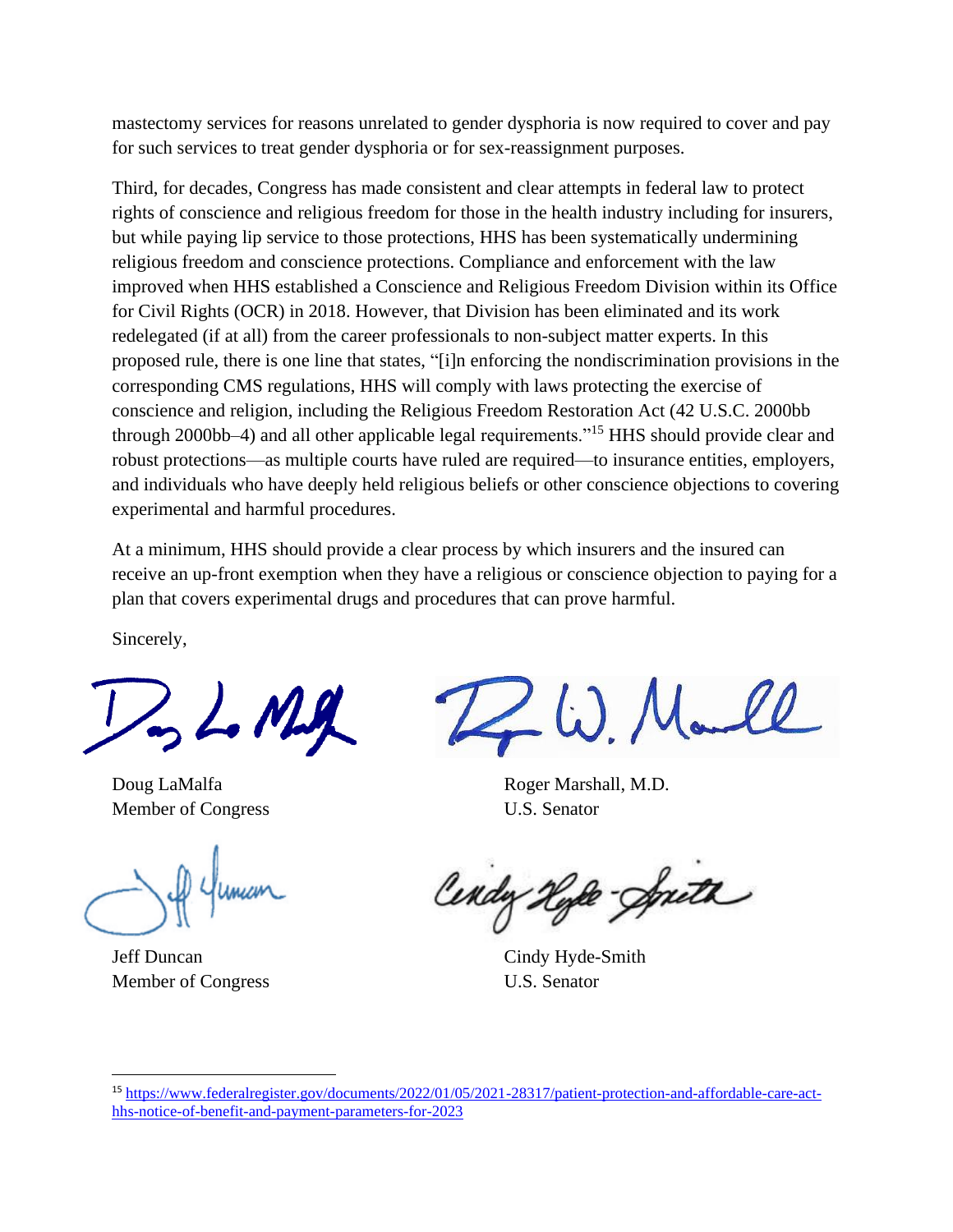mastectomy services for reasons unrelated to gender dysphoria is now required to cover and pay for such services to treat gender dysphoria or for sex-reassignment purposes.

Third, for decades, Congress has made consistent and clear attempts in federal law to protect rights of conscience and religious freedom for those in the health industry including for insurers, but while paying lip service to those protections, HHS has been systematically undermining religious freedom and conscience protections. Compliance and enforcement with the law improved when HHS established a Conscience and Religious Freedom Division within its Office for Civil Rights (OCR) in 2018. However, that Division has been eliminated and its work redelegated (if at all) from the career professionals to non-subject matter experts. In this proposed rule, there is one line that states, "[i]n enforcing the nondiscrimination provisions in the corresponding CMS regulations, HHS will comply with laws protecting the exercise of conscience and religion, including the Religious Freedom Restoration Act (42 U.S.C. 2000bb through 2000bb–4) and all other applicable legal requirements."[15] HHS should provide clear and robust protections—as multiple courts have ruled are required—to insurance entities, employers, and individuals who have deeply held religious beliefs or other conscience objections to covering experimental and harmful procedures.

At a minimum, HHS should provide a clear process by which insurers and the insured can receive an up-front exemption when they have a religious or conscience objection to paying for a plan that covers experimental drugs and procedures that can prove harmful.

Sincerely,

Doug LaMalfa
Member of Congress

Roger Marshall, M.D.
U.S. Senator

Jeff Duncan
Member of Congress

Cindy Hyde-Smith
U.S. Senator

---

[15] https://www.federalregister.gov/documents/2022/01/05/2021-28317/patient-protection-and-affordable-care-act-hhs-notice-of-benefit-and-payment-parameters-for-2023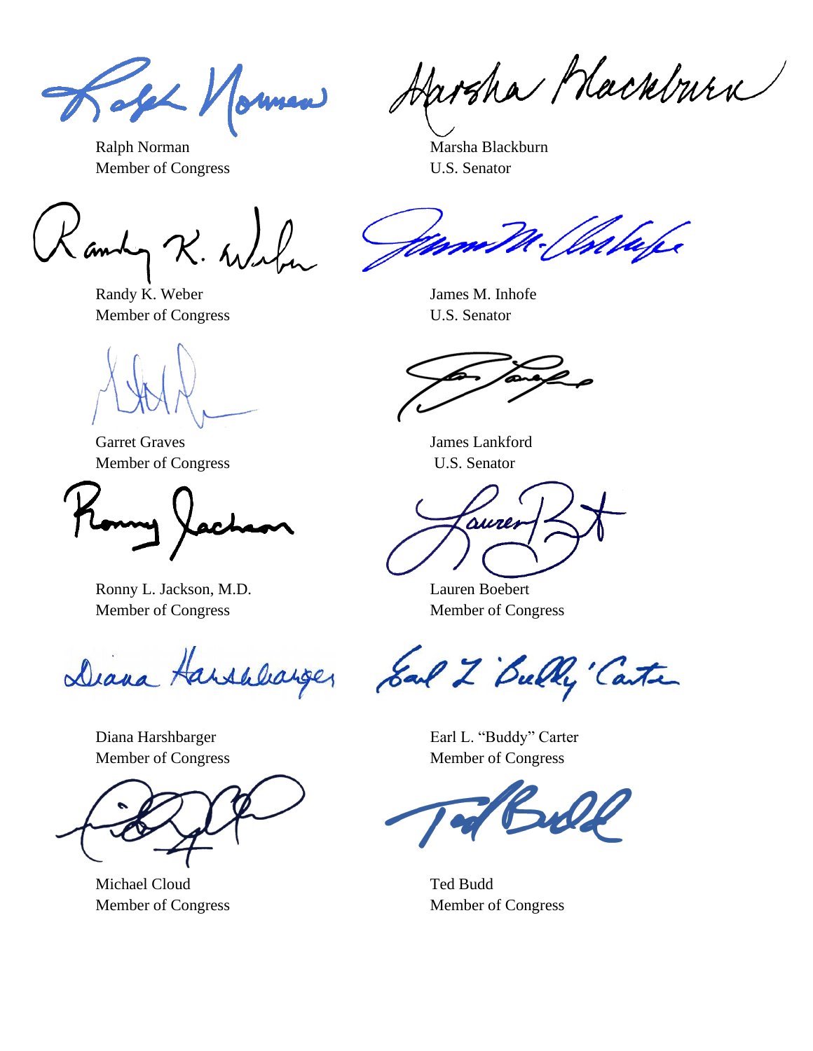Ralph Norman
Member of Congress

Marsha Blackburn
U.S. Senator

Randy K. Weber
Member of Congress

James M. Inhofe
U.S. Senator

Garret Graves
Member of Congress

James Lankford
U.S. Senator

Ronny L. Jackson, M.D.
Member of Congress

Lauren Boebert
Member of Congress

Diana Harshbarger
Member of Congress

Earl L. "Buddy" Carter
Member of Congress

Michael Cloud
Member of Congress

Ted Budd
Member of Congress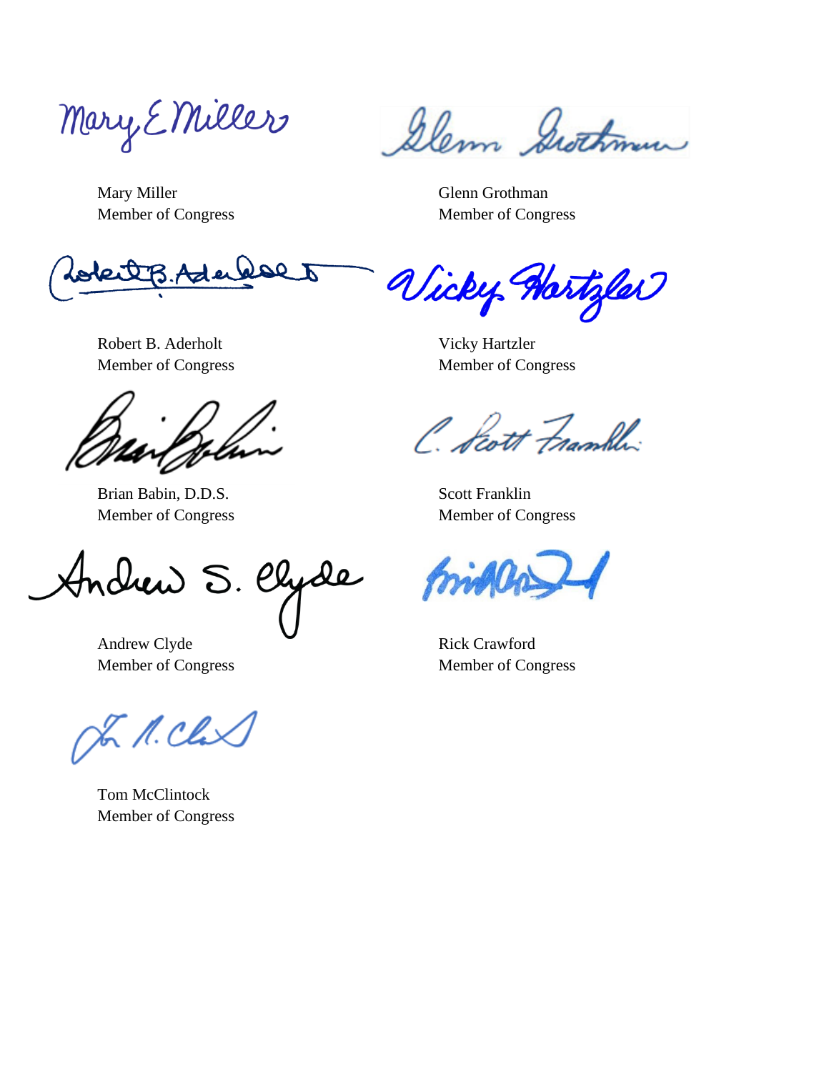Mary Miller
Member of Congress

Glenn Grothman
Member of Congress

Robert B. Aderholt
Member of Congress

Vicky Hartzler
Member of Congress

Brian Babin, D.D.S.
Member of Congress

Scott Franklin
Member of Congress

Andrew Clyde
Member of Congress

Rick Crawford
Member of Congress

Tom McClintock
Member of Congress